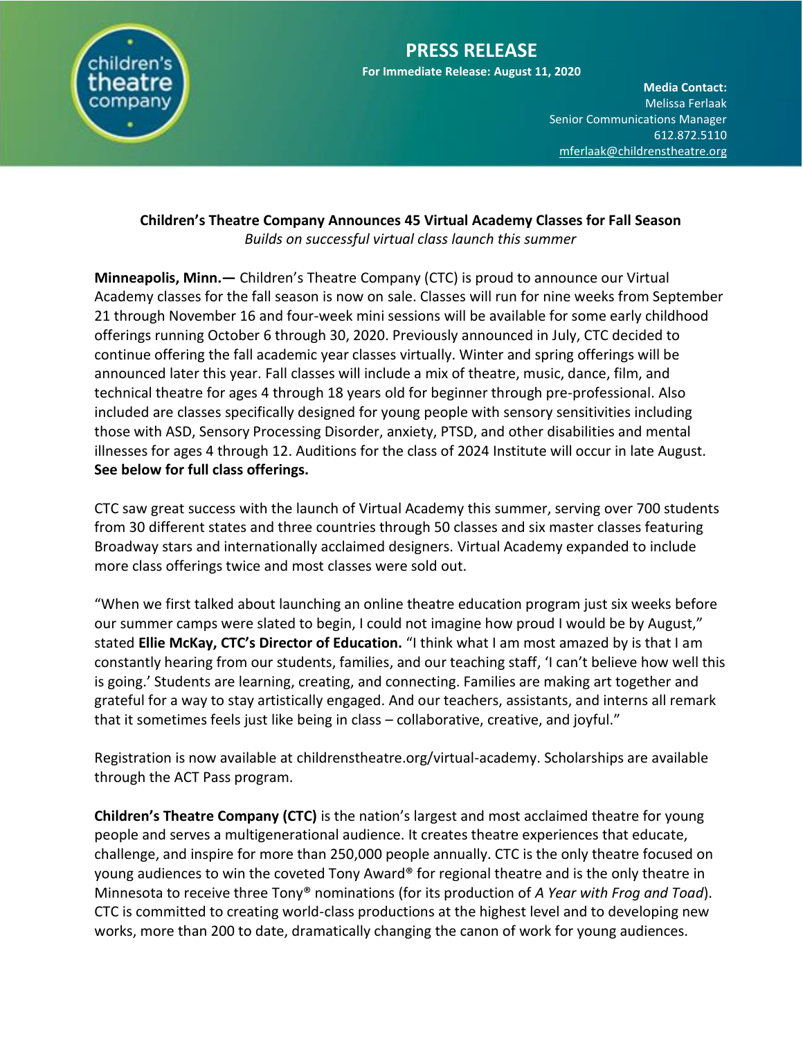children's theatre company

# PRESS RELEASE

**For Immediate Release: August 11, 2020**

**Media Contact:**
Melissa Ferlaak
Senior Communications Manager
612.872.5110
mferlaak@childrenstheatre.org

## Children's Theatre Company Announces 45 Virtual Academy Classes for Fall Season

*Builds on successful virtual class launch this summer*

**Minneapolis, Minn.—** Children's Theatre Company (CTC) is proud to announce our Virtual Academy classes for the fall season is now on sale. Classes will run for nine weeks from September 21 through November 16 and four-week mini sessions will be available for some early childhood offerings running October 6 through 30, 2020. Previously announced in July, CTC decided to continue offering the fall academic year classes virtually. Winter and spring offerings will be announced later this year. Fall classes will include a mix of theatre, music, dance, film, and technical theatre for ages 4 through 18 years old for beginner through pre-professional. Also included are classes specifically designed for young people with sensory sensitivities including those with ASD, Sensory Processing Disorder, anxiety, PTSD, and other disabilities and mental illnesses for ages 4 through 12. Auditions for the class of 2024 Institute will occur in late August. **See below for full class offerings.**

CTC saw great success with the launch of Virtual Academy this summer, serving over 700 students from 30 different states and three countries through 50 classes and six master classes featuring Broadway stars and internationally acclaimed designers. Virtual Academy expanded to include more class offerings twice and most classes were sold out.

"When we first talked about launching an online theatre education program just six weeks before our summer camps were slated to begin, I could not imagine how proud I would be by August," stated **Ellie McKay, CTC's Director of Education.** "I think what I am most amazed by is that I am constantly hearing from our students, families, and our teaching staff, 'I can't believe how well this is going.' Students are learning, creating, and connecting. Families are making art together and grateful for a way to stay artistically engaged. And our teachers, assistants, and interns all remark that it sometimes feels just like being in class – collaborative, creative, and joyful."

Registration is now available at childrenstheatre.org/virtual-academy. Scholarships are available through the ACT Pass program.

**Children's Theatre Company (CTC)** is the nation's largest and most acclaimed theatre for young people and serves a multigenerational audience. It creates theatre experiences that educate, challenge, and inspire for more than 250,000 people annually. CTC is the only theatre focused on young audiences to win the coveted Tony Award® for regional theatre and is the only theatre in Minnesota to receive three Tony® nominations (for its production of *A Year with Frog and Toad*). CTC is committed to creating world-class productions at the highest level and to developing new works, more than 200 to date, dramatically changing the canon of work for young audiences.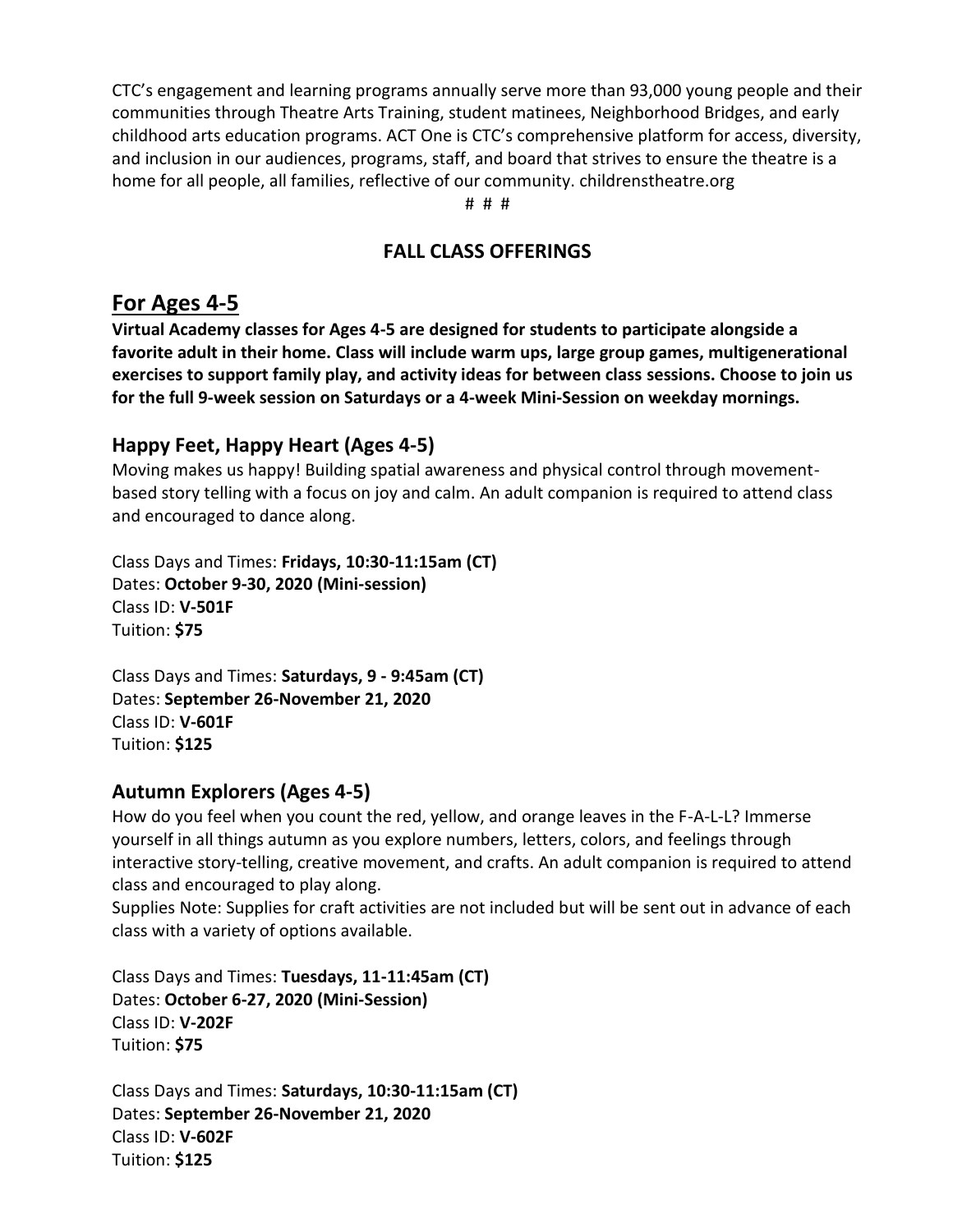CTC's engagement and learning programs annually serve more than 93,000 young people and their communities through Theatre Arts Training, student matinees, Neighborhood Bridges, and early childhood arts education programs. ACT One is CTC's comprehensive platform for access, diversity, and inclusion in our audiences, programs, staff, and board that strives to ensure the theatre is a home for all people, all families, reflective of our community. childrenstheatre.org

# # #

**FALL CLASS OFFERINGS**

# For Ages 4-5

**Virtual Academy classes for Ages 4-5 are designed for students to participate alongside a favorite adult in their home. Class will include warm ups, large group games, multigenerational exercises to support family play, and activity ideas for between class sessions. Choose to join us for the full 9-week session on Saturdays or a 4-week Mini-Session on weekday mornings.**

## Happy Feet, Happy Heart (Ages 4-5)

Moving makes us happy! Building spatial awareness and physical control through movement-based story telling with a focus on joy and calm. An adult companion is required to attend class and encouraged to dance along.

Class Days and Times: **Fridays, 10:30-11:15am (CT)**
Dates: **October 9-30, 2020 (Mini-session)**
Class ID: **V-501F**
Tuition: **$75**

Class Days and Times: **Saturdays, 9 - 9:45am (CT)**
Dates: **September 26-November 21, 2020**
Class ID: **V-601F**
Tuition: **$125**

## Autumn Explorers (Ages 4-5)

How do you feel when you count the red, yellow, and orange leaves in the F-A-L-L? Immerse yourself in all things autumn as you explore numbers, letters, colors, and feelings through interactive story-telling, creative movement, and crafts. An adult companion is required to attend class and encouraged to play along.

Supplies Note: Supplies for craft activities are not included but will be sent out in advance of each class with a variety of options available.

Class Days and Times: **Tuesdays, 11-11:45am (CT)**
Dates: **October 6-27, 2020 (Mini-Session)**
Class ID: **V-202F**
Tuition: **$75**

Class Days and Times: **Saturdays, 10:30-11:15am (CT)**
Dates: **September 26-November 21, 2020**
Class ID: **V-602F**
Tuition: **$125**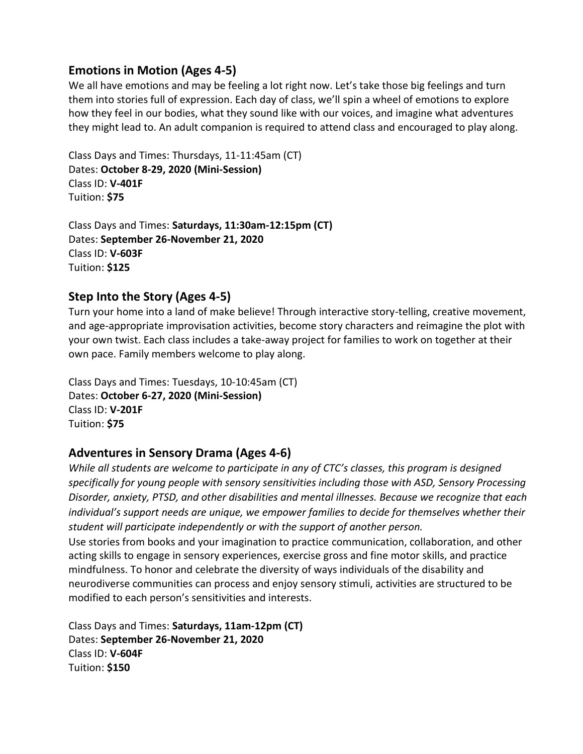## Emotions in Motion (Ages 4-5)

We all have emotions and may be feeling a lot right now. Let's take those big feelings and turn them into stories full of expression. Each day of class, we'll spin a wheel of emotions to explore how they feel in our bodies, what they sound like with our voices, and imagine what adventures they might lead to. An adult companion is required to attend class and encouraged to play along.

Class Days and Times: Thursdays, 11-11:45am (CT)
Dates: **October 8-29, 2020 (Mini-Session)**
Class ID: **V-401F**
Tuition: **$75**

Class Days and Times: **Saturdays, 11:30am-12:15pm (CT)**
Dates: **September 26-November 21, 2020**
Class ID: **V-603F**
Tuition: **$125**

## Step Into the Story (Ages 4-5)

Turn your home into a land of make believe! Through interactive story-telling, creative movement, and age-appropriate improvisation activities, become story characters and reimagine the plot with your own twist. Each class includes a take-away project for families to work on together at their own pace. Family members welcome to play along.

Class Days and Times: Tuesdays, 10-10:45am (CT)
Dates: **October 6-27, 2020 (Mini-Session)**
Class ID: **V-201F**
Tuition: **$75**

## Adventures in Sensory Drama (Ages 4-6)

*While all students are welcome to participate in any of CTC's classes, this program is designed specifically for young people with sensory sensitivities including those with ASD, Sensory Processing Disorder, anxiety, PTSD, and other disabilities and mental illnesses. Because we recognize that each individual's support needs are unique, we empower families to decide for themselves whether their student will participate independently or with the support of another person.*

Use stories from books and your imagination to practice communication, collaboration, and other acting skills to engage in sensory experiences, exercise gross and fine motor skills, and practice mindfulness. To honor and celebrate the diversity of ways individuals of the disability and neurodiverse communities can process and enjoy sensory stimuli, activities are structured to be modified to each person's sensitivities and interests.

Class Days and Times: **Saturdays, 11am-12pm (CT)**
Dates: **September 26-November 21, 2020**
Class ID: **V-604F**
Tuition: **$150**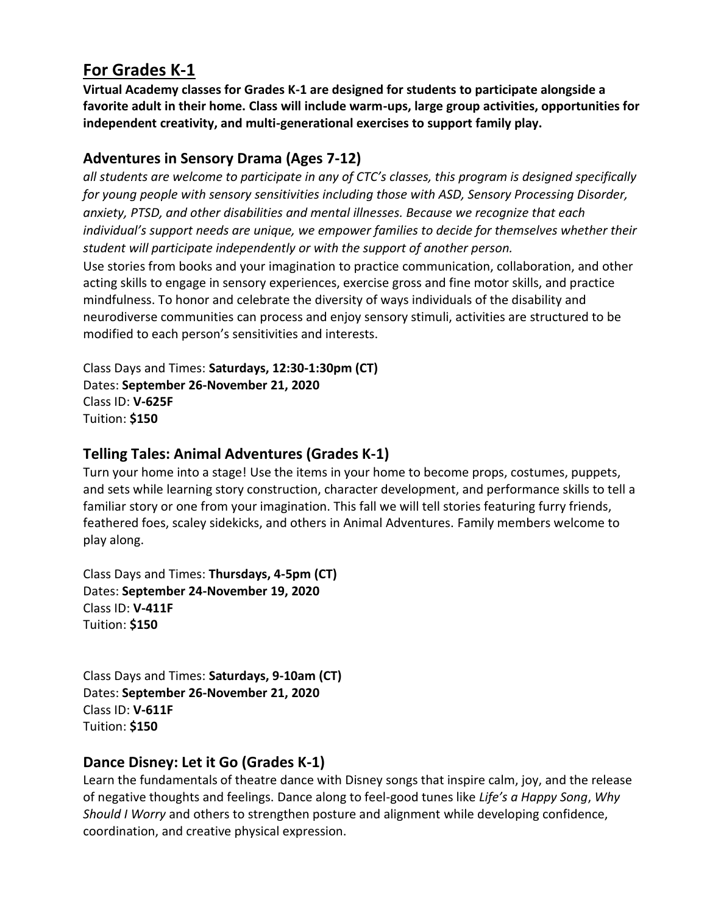## For Grades K-1

**Virtual Academy classes for Grades K-1 are designed for students to participate alongside a favorite adult in their home. Class will include warm-ups, large group activities, opportunities for independent creativity, and multi-generational exercises to support family play.**

### Adventures in Sensory Drama (Ages 7-12)

*all students are welcome to participate in any of CTC's classes, this program is designed specifically for young people with sensory sensitivities including those with ASD, Sensory Processing Disorder, anxiety, PTSD, and other disabilities and mental illnesses. Because we recognize that each individual's support needs are unique, we empower families to decide for themselves whether their student will participate independently or with the support of another person.*

Use stories from books and your imagination to practice communication, collaboration, and other acting skills to engage in sensory experiences, exercise gross and fine motor skills, and practice mindfulness. To honor and celebrate the diversity of ways individuals of the disability and neurodiverse communities can process and enjoy sensory stimuli, activities are structured to be modified to each person's sensitivities and interests.

Class Days and Times: **Saturdays, 12:30-1:30pm (CT)**
Dates: **September 26-November 21, 2020**
Class ID: **V-625F**
Tuition: **$150**

### Telling Tales: Animal Adventures (Grades K-1)

Turn your home into a stage! Use the items in your home to become props, costumes, puppets, and sets while learning story construction, character development, and performance skills to tell a familiar story or one from your imagination. This fall we will tell stories featuring furry friends, feathered foes, scaley sidekicks, and others in Animal Adventures. Family members welcome to play along.

Class Days and Times: **Thursdays, 4-5pm (CT)**
Dates: **September 24-November 19, 2020**
Class ID: **V-411F**
Tuition: **$150**

Class Days and Times: **Saturdays, 9-10am (CT)**
Dates: **September 26-November 21, 2020**
Class ID: **V-611F**
Tuition: **$150**

### Dance Disney: Let it Go (Grades K-1)

Learn the fundamentals of theatre dance with Disney songs that inspire calm, joy, and the release of negative thoughts and feelings. Dance along to feel-good tunes like *Life's a Happy Song*, *Why Should I Worry* and others to strengthen posture and alignment while developing confidence, coordination, and creative physical expression.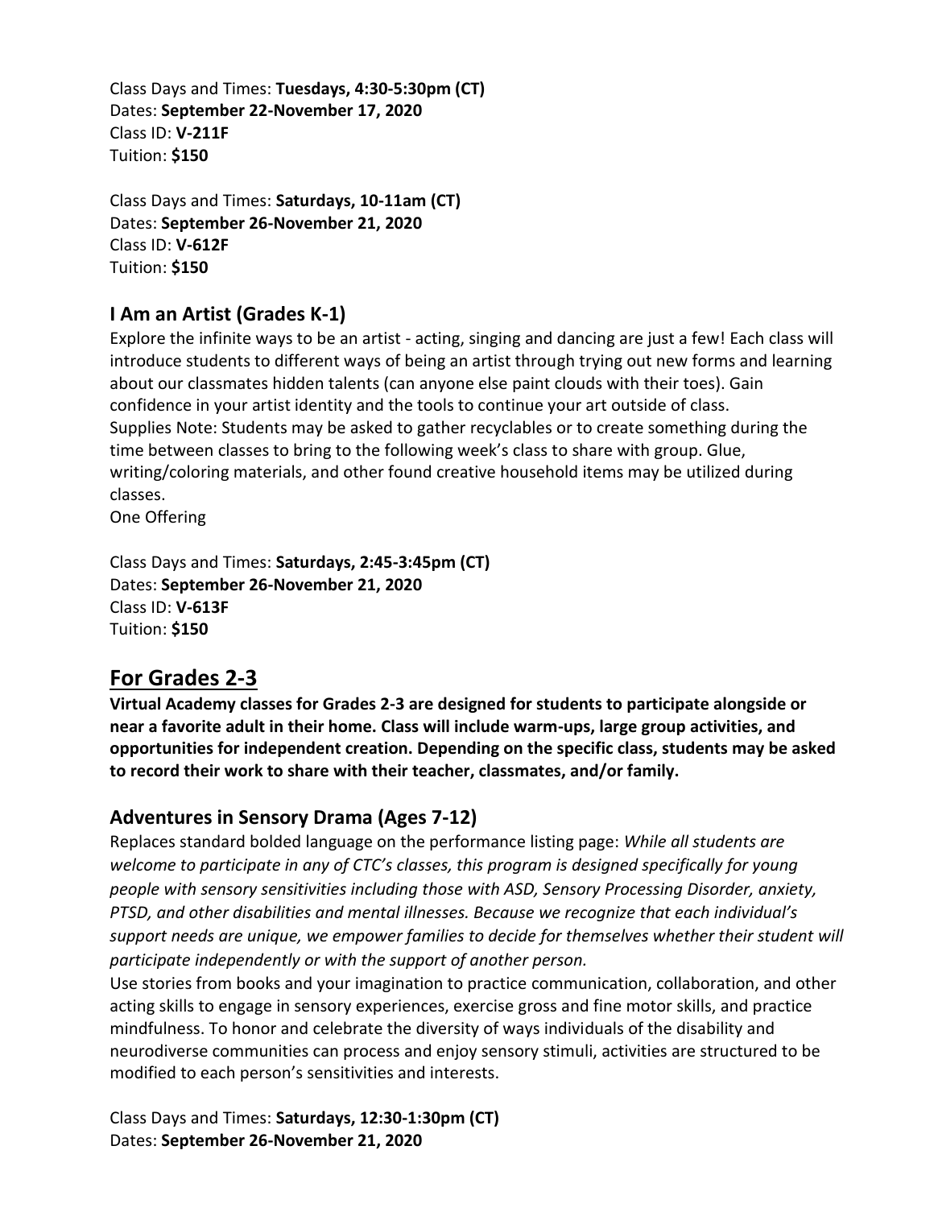Class Days and Times: **Tuesdays, 4:30-5:30pm (CT)**
Dates: **September 22-November 17, 2020**
Class ID: **V-211F**
Tuition: **$150**

Class Days and Times: **Saturdays, 10-11am (CT)**
Dates: **September 26-November 21, 2020**
Class ID: **V-612F**
Tuition: **$150**

### I Am an Artist (Grades K-1)

Explore the infinite ways to be an artist - acting, singing and dancing are just a few! Each class will introduce students to different ways of being an artist through trying out new forms and learning about our classmates hidden talents (can anyone else paint clouds with their toes). Gain confidence in your artist identity and the tools to continue your art outside of class.
Supplies Note: Students may be asked to gather recyclables or to create something during the time between classes to bring to the following week's class to share with group. Glue, writing/coloring materials, and other found creative household items may be utilized during classes.
One Offering

Class Days and Times: **Saturdays, 2:45-3:45pm (CT)**
Dates: **September 26-November 21, 2020**
Class ID: **V-613F**
Tuition: **$150**

## For Grades 2-3

**Virtual Academy classes for Grades 2-3 are designed for students to participate alongside or near a favorite adult in their home. Class will include warm-ups, large group activities, and opportunities for independent creation. Depending on the specific class, students may be asked to record their work to share with their teacher, classmates, and/or family.**

### Adventures in Sensory Drama (Ages 7-12)

Replaces standard bolded language on the performance listing page: *While all students are welcome to participate in any of CTC's classes, this program is designed specifically for young people with sensory sensitivities including those with ASD, Sensory Processing Disorder, anxiety, PTSD, and other disabilities and mental illnesses. Because we recognize that each individual's support needs are unique, we empower families to decide for themselves whether their student will participate independently or with the support of another person.*
Use stories from books and your imagination to practice communication, collaboration, and other acting skills to engage in sensory experiences, exercise gross and fine motor skills, and practice mindfulness. To honor and celebrate the diversity of ways individuals of the disability and neurodiverse communities can process and enjoy sensory stimuli, activities are structured to be modified to each person's sensitivities and interests.

Class Days and Times: **Saturdays, 12:30-1:30pm (CT)**
Dates: **September 26-November 21, 2020**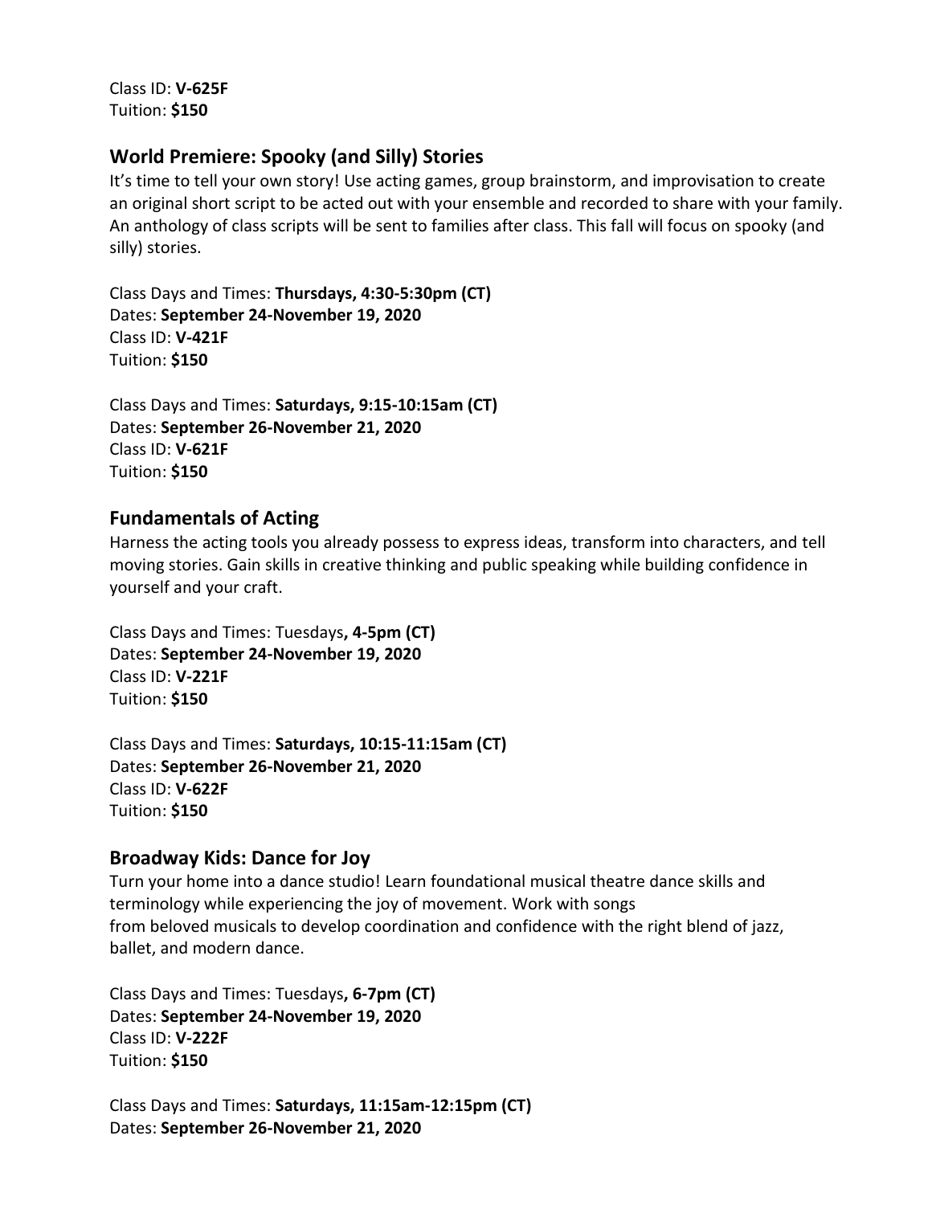Class ID: **V-625F**
Tuition: **$150**

## World Premiere: Spooky (and Silly) Stories

It's time to tell your own story! Use acting games, group brainstorm, and improvisation to create an original short script to be acted out with your ensemble and recorded to share with your family. An anthology of class scripts will be sent to families after class. This fall will focus on spooky (and silly) stories.

Class Days and Times: **Thursdays, 4:30-5:30pm (CT)**
Dates: **September 24-November 19, 2020**
Class ID: **V-421F**
Tuition: **$150**

Class Days and Times: **Saturdays, 9:15-10:15am (CT)**
Dates: **September 26-November 21, 2020**
Class ID: **V-621F**
Tuition: **$150**

## Fundamentals of Acting

Harness the acting tools you already possess to express ideas, transform into characters, and tell moving stories. Gain skills in creative thinking and public speaking while building confidence in yourself and your craft.

Class Days and Times: Tuesdays**, 4-5pm (CT)**
Dates: **September 24-November 19, 2020**
Class ID: **V-221F**
Tuition: **$150**

Class Days and Times: **Saturdays, 10:15-11:15am (CT)**
Dates: **September 26-November 21, 2020**
Class ID: **V-622F**
Tuition: **$150**

## Broadway Kids: Dance for Joy

Turn your home into a dance studio! Learn foundational musical theatre dance skills and terminology while experiencing the joy of movement. Work with songs from beloved musicals to develop coordination and confidence with the right blend of jazz, ballet, and modern dance.

Class Days and Times: Tuesdays**, 6-7pm (CT)**
Dates: **September 24-November 19, 2020**
Class ID: **V-222F**
Tuition: **$150**

Class Days and Times: **Saturdays, 11:15am-12:15pm (CT)**
Dates: **September 26-November 21, 2020**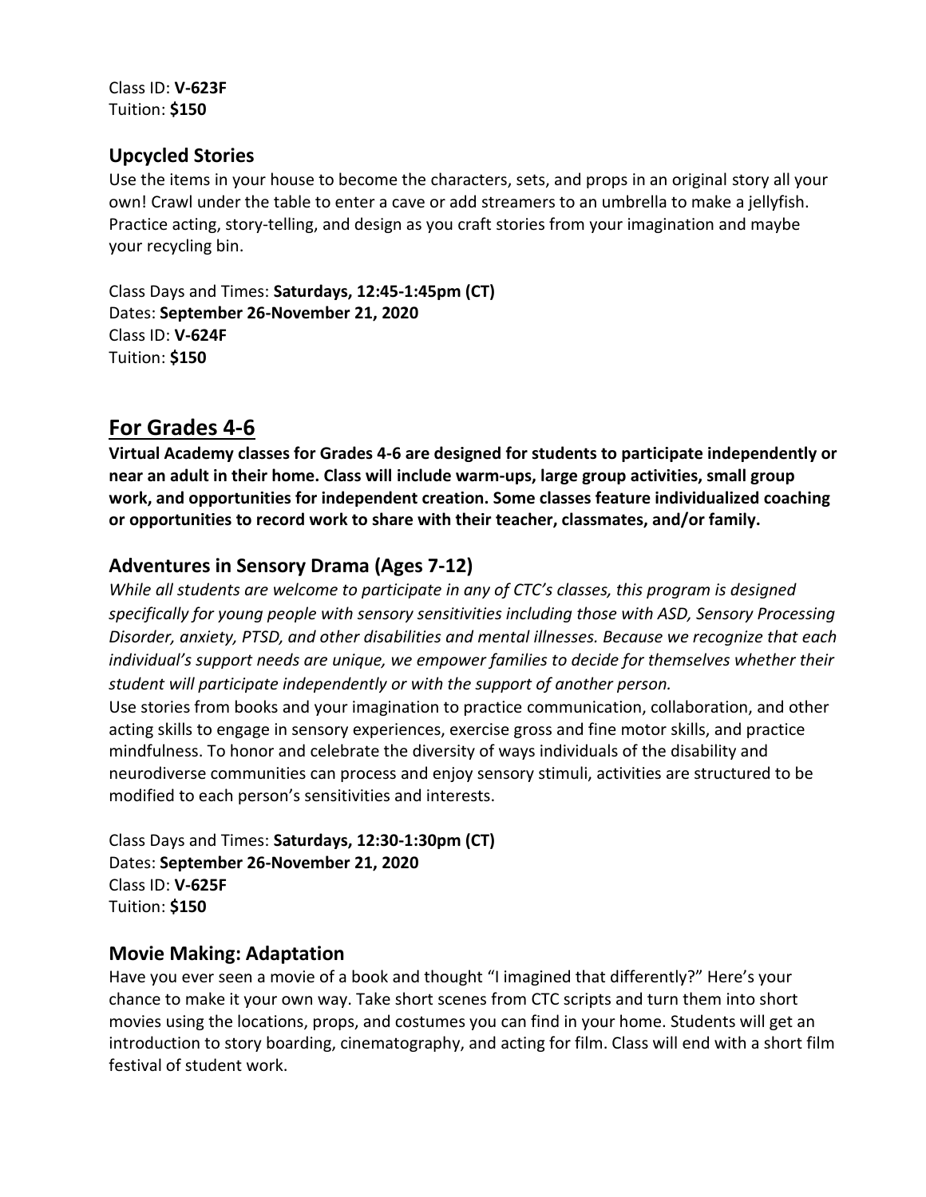Class ID: **V-623F**
Tuition: **$150**

### Upcycled Stories

Use the items in your house to become the characters, sets, and props in an original story all your own! Crawl under the table to enter a cave or add streamers to an umbrella to make a jellyfish. Practice acting, story-telling, and design as you craft stories from your imagination and maybe your recycling bin.

Class Days and Times: **Saturdays, 12:45-1:45pm (CT)**
Dates: **September 26-November 21, 2020**
Class ID: **V-624F**
Tuition: **$150**

## For Grades 4-6

**Virtual Academy classes for Grades 4-6 are designed for students to participate independently or near an adult in their home. Class will include warm-ups, large group activities, small group work, and opportunities for independent creation. Some classes feature individualized coaching or opportunities to record work to share with their teacher, classmates, and/or family.**

### Adventures in Sensory Drama (Ages 7-12)

*While all students are welcome to participate in any of CTC's classes, this program is designed specifically for young people with sensory sensitivities including those with ASD, Sensory Processing Disorder, anxiety, PTSD, and other disabilities and mental illnesses. Because we recognize that each individual's support needs are unique, we empower families to decide for themselves whether their student will participate independently or with the support of another person.*

Use stories from books and your imagination to practice communication, collaboration, and other acting skills to engage in sensory experiences, exercise gross and fine motor skills, and practice mindfulness. To honor and celebrate the diversity of ways individuals of the disability and neurodiverse communities can process and enjoy sensory stimuli, activities are structured to be modified to each person's sensitivities and interests.

Class Days and Times: **Saturdays, 12:30-1:30pm (CT)**
Dates: **September 26-November 21, 2020**
Class ID: **V-625F**
Tuition: **$150**

### Movie Making: Adaptation

Have you ever seen a movie of a book and thought "I imagined that differently?" Here's your chance to make it your own way. Take short scenes from CTC scripts and turn them into short movies using the locations, props, and costumes you can find in your home. Students will get an introduction to story boarding, cinematography, and acting for film. Class will end with a short film festival of student work.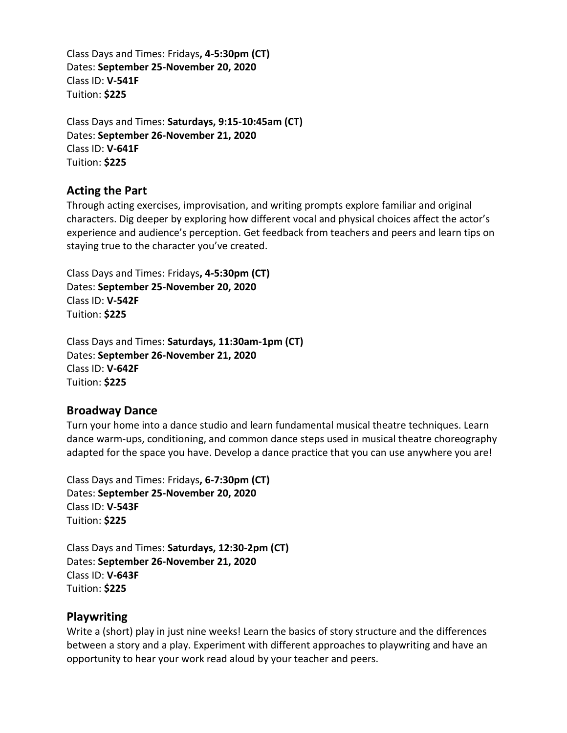Class Days and Times: Fridays**, 4-5:30pm (CT)**
Dates: **September 25-November 20, 2020**
Class ID: **V-541F**
Tuition: **$225**

Class Days and Times: **Saturdays, 9:15-10:45am (CT)**
Dates: **September 26-November 21, 2020**
Class ID: **V-641F**
Tuition: **$225**

### Acting the Part

Through acting exercises, improvisation, and writing prompts explore familiar and original characters. Dig deeper by exploring how different vocal and physical choices affect the actor's experience and audience's perception. Get feedback from teachers and peers and learn tips on staying true to the character you've created.

Class Days and Times: Fridays**, 4-5:30pm (CT)**
Dates: **September 25-November 20, 2020**
Class ID: **V-542F**
Tuition: **$225**

Class Days and Times: **Saturdays, 11:30am-1pm (CT)**
Dates: **September 26-November 21, 2020**
Class ID: **V-642F**
Tuition: **$225**

### Broadway Dance

Turn your home into a dance studio and learn fundamental musical theatre techniques. Learn dance warm-ups, conditioning, and common dance steps used in musical theatre choreography adapted for the space you have. Develop a dance practice that you can use anywhere you are!

Class Days and Times: Fridays**, 6-7:30pm (CT)**
Dates: **September 25-November 20, 2020**
Class ID: **V-543F**
Tuition: **$225**

Class Days and Times: **Saturdays, 12:30-2pm (CT)**
Dates: **September 26-November 21, 2020**
Class ID: **V-643F**
Tuition: **$225**

### Playwriting

Write a (short) play in just nine weeks! Learn the basics of story structure and the differences between a story and a play. Experiment with different approaches to playwriting and have an opportunity to hear your work read aloud by your teacher and peers.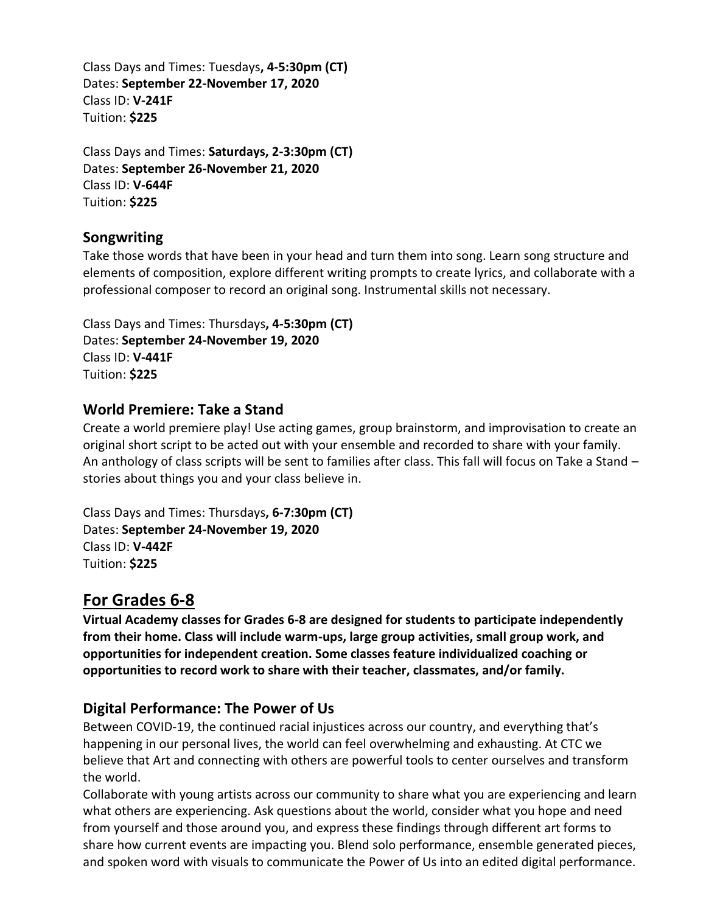Class Days and Times: Tuesdays**, 4-5:30pm (CT)**
Dates: **September 22-November 17, 2020**
Class ID: **V-241F**
Tuition: **$225**

Class Days and Times: **Saturdays, 2-3:30pm (CT)**
Dates: **September 26-November 21, 2020**
Class ID: **V-644F**
Tuition: **$225**

### Songwriting

Take those words that have been in your head and turn them into song. Learn song structure and elements of composition, explore different writing prompts to create lyrics, and collaborate with a professional composer to record an original song. Instrumental skills not necessary.

Class Days and Times: Thursdays**, 4-5:30pm (CT)**
Dates: **September 24-November 19, 2020**
Class ID: **V-441F**
Tuition: **$225**

### World Premiere: Take a Stand

Create a world premiere play! Use acting games, group brainstorm, and improvisation to create an original short script to be acted out with your ensemble and recorded to share with your family. An anthology of class scripts will be sent to families after class. This fall will focus on Take a Stand – stories about things you and your class believe in.

Class Days and Times: Thursdays**, 6-7:30pm (CT)**
Dates: **September 24-November 19, 2020**
Class ID: **V-442F**
Tuition: **$225**

## For Grades 6-8

**Virtual Academy classes for Grades 6-8 are designed for students to participate independently from their home. Class will include warm-ups, large group activities, small group work, and opportunities for independent creation. Some classes feature individualized coaching or opportunities to record work to share with their teacher, classmates, and/or family.**

### Digital Performance: The Power of Us

Between COVID-19, the continued racial injustices across our country, and everything that's happening in our personal lives, the world can feel overwhelming and exhausting. At CTC we believe that Art and connecting with others are powerful tools to center ourselves and transform the world.

Collaborate with young artists across our community to share what you are experiencing and learn what others are experiencing. Ask questions about the world, consider what you hope and need from yourself and those around you, and express these findings through different art forms to share how current events are impacting you. Blend solo performance, ensemble generated pieces, and spoken word with visuals to communicate the Power of Us into an edited digital performance.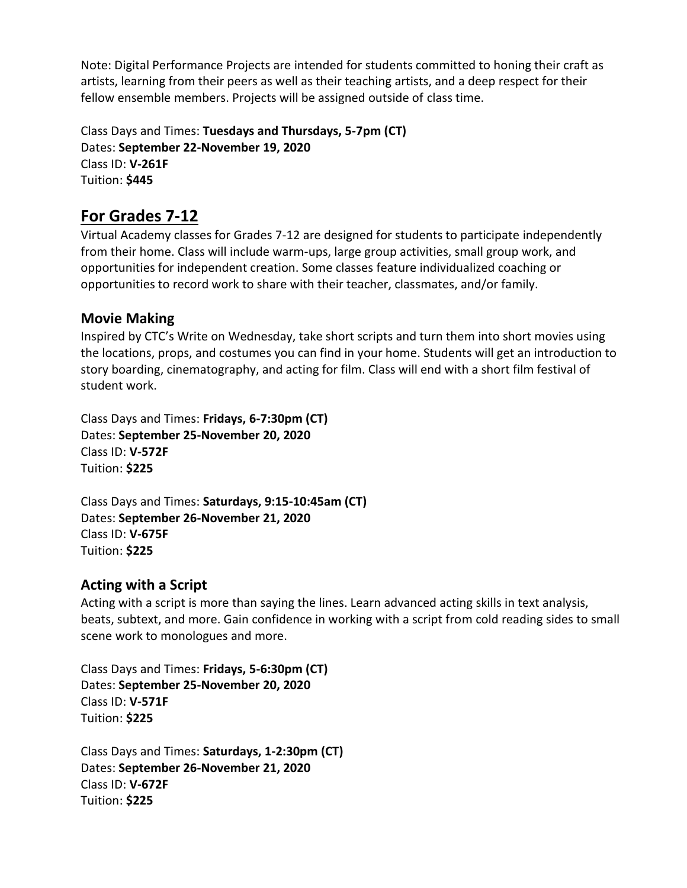Note: Digital Performance Projects are intended for students committed to honing their craft as artists, learning from their peers as well as their teaching artists, and a deep respect for their fellow ensemble members. Projects will be assigned outside of class time.

Class Days and Times: **Tuesdays and Thursdays, 5-7pm (CT)**
Dates: **September 22-November 19, 2020**
Class ID: **V-261F**
Tuition: **$445**

## For Grades 7-12

Virtual Academy classes for Grades 7-12 are designed for students to participate independently from their home. Class will include warm-ups, large group activities, small group work, and opportunities for independent creation. Some classes feature individualized coaching or opportunities to record work to share with their teacher, classmates, and/or family.

### Movie Making

Inspired by CTC's Write on Wednesday, take short scripts and turn them into short movies using the locations, props, and costumes you can find in your home. Students will get an introduction to story boarding, cinematography, and acting for film. Class will end with a short film festival of student work.

Class Days and Times: **Fridays, 6-7:30pm (CT)**
Dates: **September 25-November 20, 2020**
Class ID: **V-572F**
Tuition: **$225**

Class Days and Times: **Saturdays, 9:15-10:45am (CT)**
Dates: **September 26-November 21, 2020**
Class ID: **V-675F**
Tuition: **$225**

### Acting with a Script

Acting with a script is more than saying the lines. Learn advanced acting skills in text analysis, beats, subtext, and more. Gain confidence in working with a script from cold reading sides to small scene work to monologues and more.

Class Days and Times: **Fridays, 5-6:30pm (CT)**
Dates: **September 25-November 20, 2020**
Class ID: **V-571F**
Tuition: **$225**

Class Days and Times: **Saturdays, 1-2:30pm (CT)**
Dates: **September 26-November 21, 2020**
Class ID: **V-672F**
Tuition: **$225**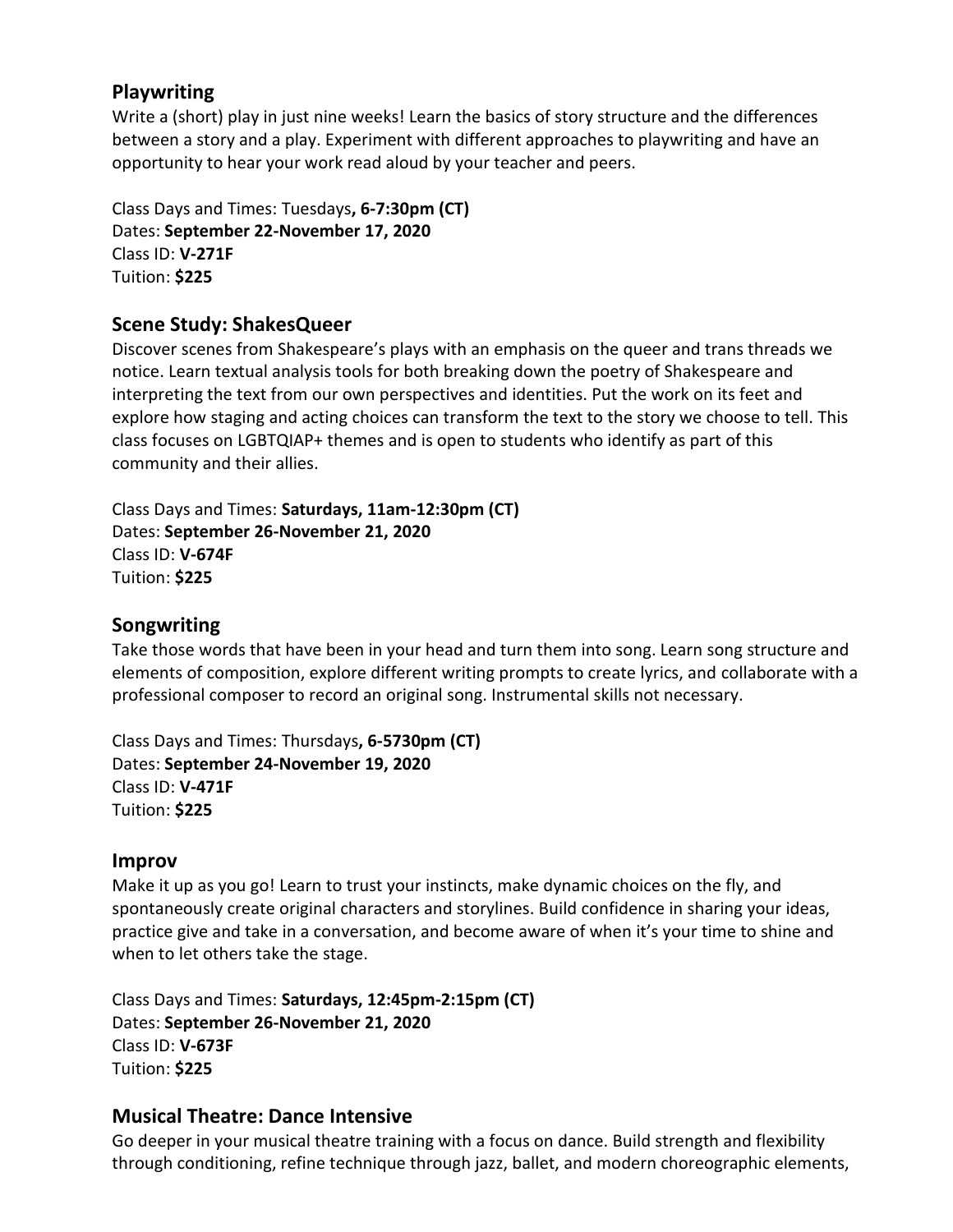## Playwriting

Write a (short) play in just nine weeks! Learn the basics of story structure and the differences between a story and a play. Experiment with different approaches to playwriting and have an opportunity to hear your work read aloud by your teacher and peers.

Class Days and Times: Tuesdays**, 6-7:30pm (CT)**
Dates: **September 22-November 17, 2020**
Class ID: **V-271F**
Tuition: **$225**

## Scene Study: ShakesQueer

Discover scenes from Shakespeare's plays with an emphasis on the queer and trans threads we notice. Learn textual analysis tools for both breaking down the poetry of Shakespeare and interpreting the text from our own perspectives and identities. Put the work on its feet and explore how staging and acting choices can transform the text to the story we choose to tell. This class focuses on LGBTQIAP+ themes and is open to students who identify as part of this community and their allies.

Class Days and Times: **Saturdays, 11am-12:30pm (CT)**
Dates: **September 26-November 21, 2020**
Class ID: **V-674F**
Tuition: **$225**

## Songwriting

Take those words that have been in your head and turn them into song. Learn song structure and elements of composition, explore different writing prompts to create lyrics, and collaborate with a professional composer to record an original song. Instrumental skills not necessary.

Class Days and Times: Thursdays**, 6-5730pm (CT)**
Dates: **September 24-November 19, 2020**
Class ID: **V-471F**
Tuition: **$225**

## Improv

Make it up as you go! Learn to trust your instincts, make dynamic choices on the fly, and spontaneously create original characters and storylines. Build confidence in sharing your ideas, practice give and take in a conversation, and become aware of when it's your time to shine and when to let others take the stage.

Class Days and Times: **Saturdays, 12:45pm-2:15pm (CT)**
Dates: **September 26-November 21, 2020**
Class ID: **V-673F**
Tuition: **$225**

## Musical Theatre: Dance Intensive

Go deeper in your musical theatre training with a focus on dance. Build strength and flexibility through conditioning, refine technique through jazz, ballet, and modern choreographic elements,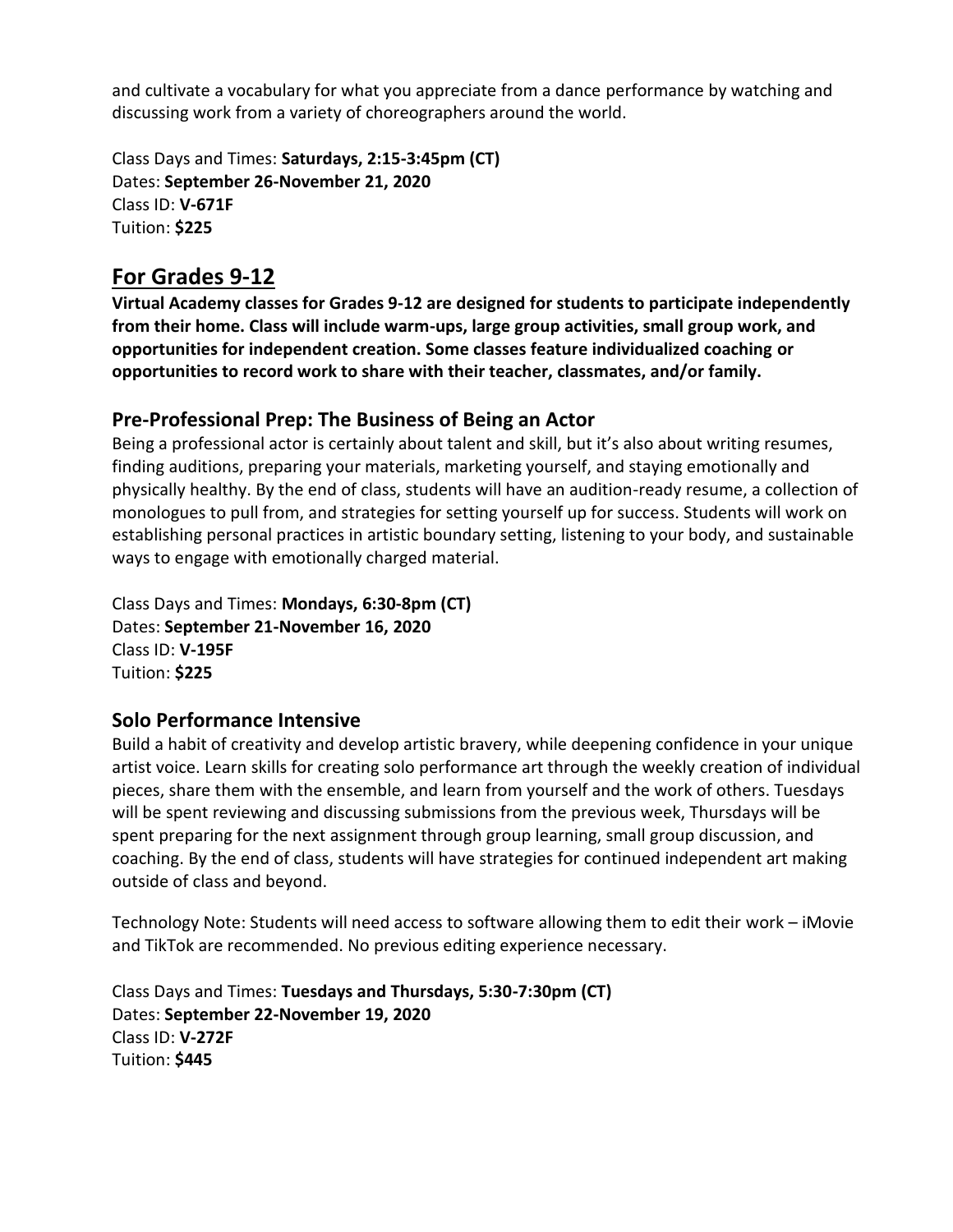and cultivate a vocabulary for what you appreciate from a dance performance by watching and discussing work from a variety of choreographers around the world.

Class Days and Times: **Saturdays, 2:15-3:45pm (CT)**
Dates: **September 26-November 21, 2020**
Class ID: **V-671F**
Tuition: **$225**

## For Grades 9-12

**Virtual Academy classes for Grades 9-12 are designed for students to participate independently from their home. Class will include warm-ups, large group activities, small group work, and opportunities for independent creation. Some classes feature individualized coaching or opportunities to record work to share with their teacher, classmates, and/or family.**

### Pre-Professional Prep: The Business of Being an Actor

Being a professional actor is certainly about talent and skill, but it's also about writing resumes, finding auditions, preparing your materials, marketing yourself, and staying emotionally and physically healthy. By the end of class, students will have an audition-ready resume, a collection of monologues to pull from, and strategies for setting yourself up for success. Students will work on establishing personal practices in artistic boundary setting, listening to your body, and sustainable ways to engage with emotionally charged material.

Class Days and Times: **Mondays, 6:30-8pm (CT)**
Dates: **September 21-November 16, 2020**
Class ID: **V-195F**
Tuition: **$225**

### Solo Performance Intensive

Build a habit of creativity and develop artistic bravery, while deepening confidence in your unique artist voice. Learn skills for creating solo performance art through the weekly creation of individual pieces, share them with the ensemble, and learn from yourself and the work of others. Tuesdays will be spent reviewing and discussing submissions from the previous week, Thursdays will be spent preparing for the next assignment through group learning, small group discussion, and coaching. By the end of class, students will have strategies for continued independent art making outside of class and beyond.

Technology Note: Students will need access to software allowing them to edit their work – iMovie and TikTok are recommended. No previous editing experience necessary.

Class Days and Times: **Tuesdays and Thursdays, 5:30-7:30pm (CT)**
Dates: **September 22-November 19, 2020**
Class ID: **V-272F**
Tuition: **$445**